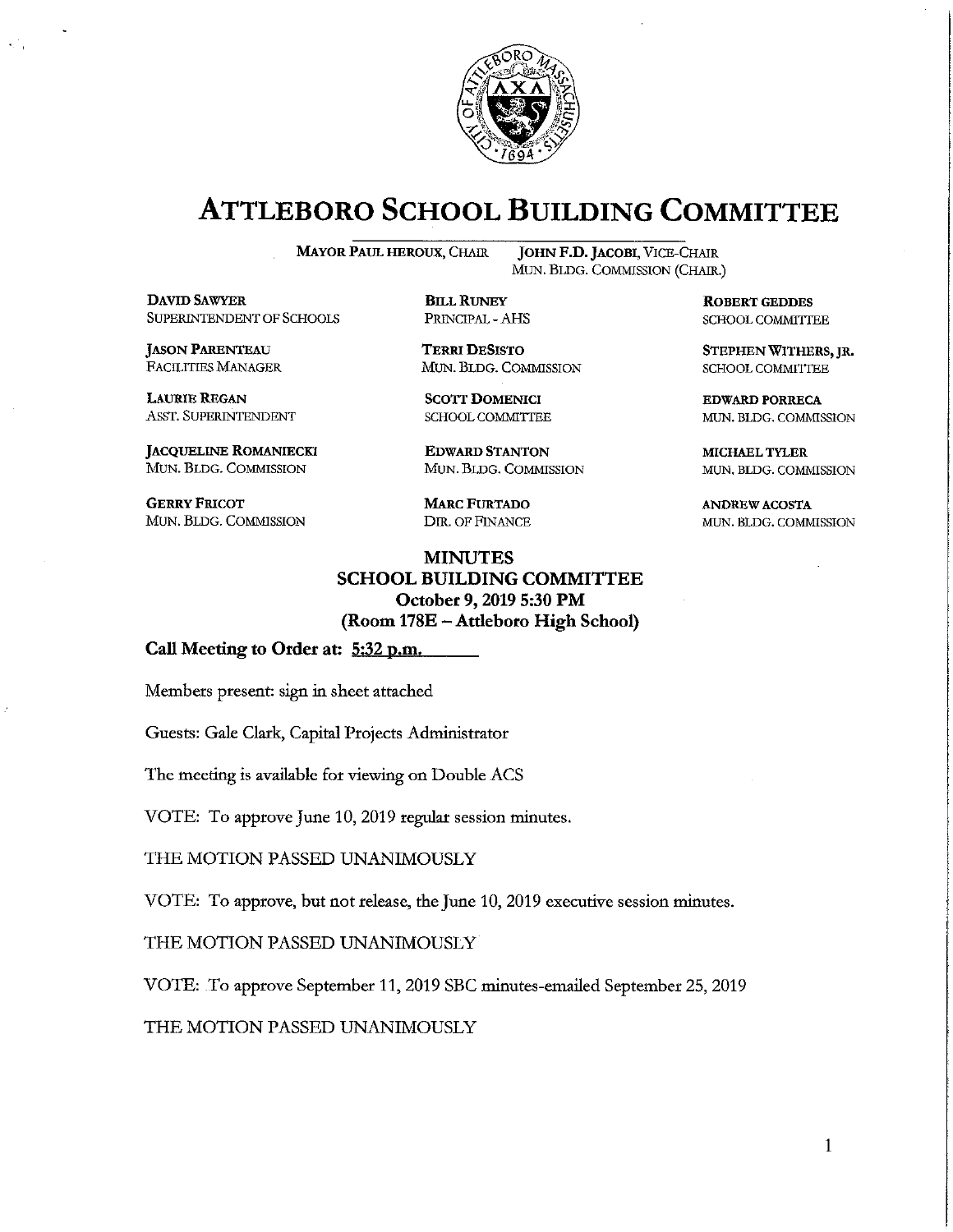# ATTLEBORO SCHOOL BUILDING COMMITTEE

**MAYOR PAUL HEROUX**, CHAIR　　**JOHN F.D. JACOBI**, VICE-CHAIR
MUN. BLDG. COMMISSION (CHAIR.)

**DAVID SAWYER**
SUPERINTENDENT OF SCHOOLS

**BILL RUNEY**
PRINCIPAL - AHS

**ROBERT GEDDES**
SCHOOL COMMITTEE

**JASON PARENTEAU**
FACILITIES MANAGER

**TERRI DESISTO**
MUN. BLDG. COMMISSION

**STEPHEN WITHERS, JR.**
SCHOOL COMMITTEE

**LAURIE REGAN**
ASST. SUPERINTENDENT

**SCOTT DOMENICI**
SCHOOL COMMITTEE

**EDWARD PORRECA**
MUN. BLDG. COMMISSION

**JACQUELINE ROMANIECKI**
MUN. BLDG. COMMISSION

**EDWARD STANTON**
MUN. BLDG. COMMISSION

**MICHAEL TYLER**
MUN. BLDG. COMMISSION

**GERRY FRICOT**
MUN. BLDG. COMMISSION

**MARC FURTADO**
DIR. OF FINANCE

**ANDREW ACOSTA**
MUN. BLDG. COMMISSION

## MINUTES
## SCHOOL BUILDING COMMITTEE
## October 9, 2019 5:30 PM
## (Room 178E – Attleboro High School)

**Call Meeting to Order at: 5:32 p.m.**

Members present: sign in sheet attached

Guests: Gale Clark, Capital Projects Administrator

The meeting is available for viewing on Double ACS

VOTE: To approve June 10, 2019 regular session minutes.

THE MOTION PASSED UNANIMOUSLY

VOTE: To approve, but not release, the June 10, 2019 executive session minutes.

THE MOTION PASSED UNANIMOUSLY

VOTE: To approve September 11, 2019 SBC minutes-emailed September 25, 2019

THE MOTION PASSED UNANIMOUSLY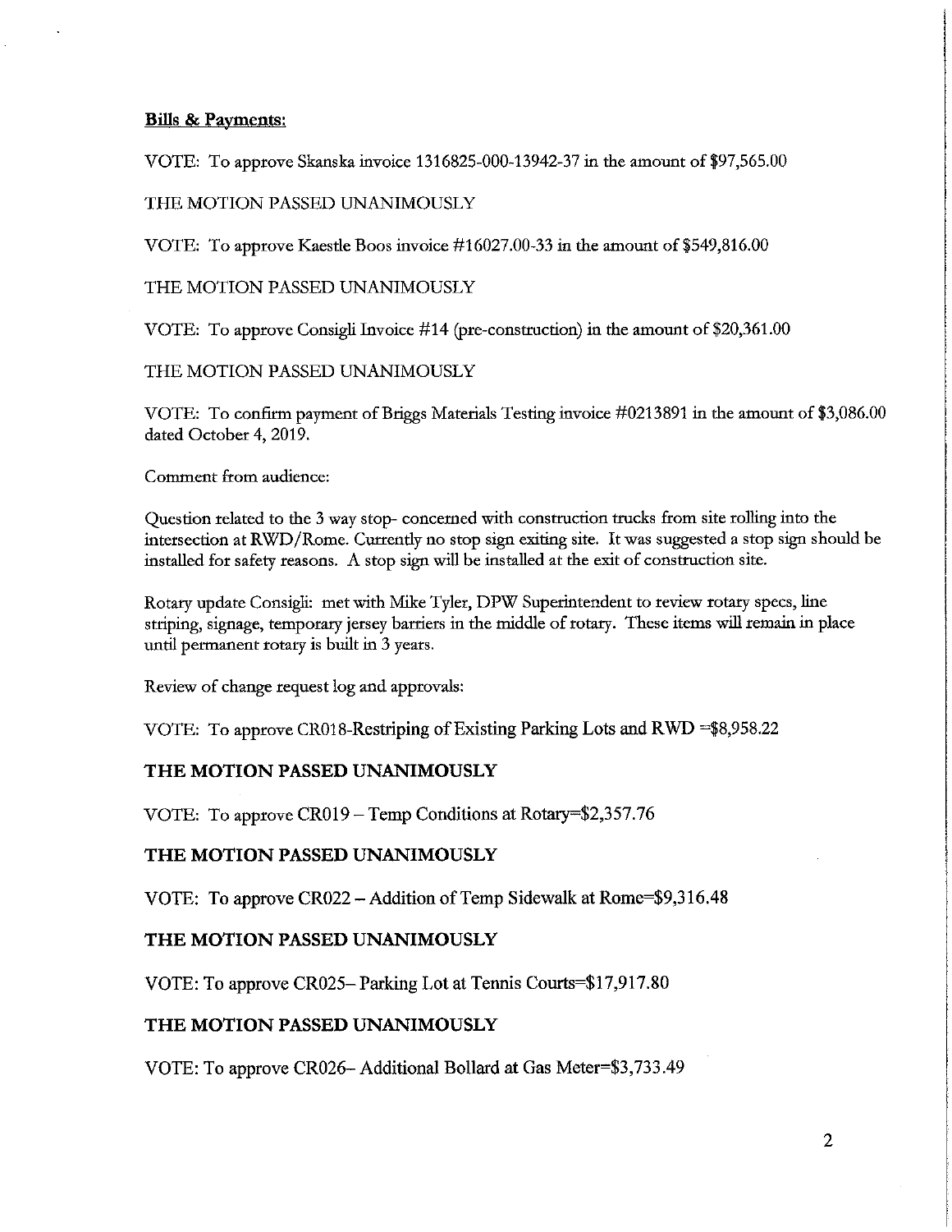**Bills & Payments:**

VOTE: To approve Skanska invoice 1316825-000-13942-37 in the amount of $97,565.00

THE MOTION PASSED UNANIMOUSLY

VOTE: To approve Kaestle Boos invoice #16027.00-33 in the amount of $549,816.00

THE MOTION PASSED UNANIMOUSLY

VOTE: To approve Consigli Invoice #14 (pre-construction) in the amount of $20,361.00

THE MOTION PASSED UNANIMOUSLY

VOTE: To confirm payment of Briggs Materials Testing invoice #0213891 in the amount of $3,086.00 dated October 4, 2019.

Comment from audience:

Question related to the 3 way stop- concerned with construction trucks from site rolling into the intersection at RWD/Rome. Currently no stop sign exiting site. It was suggested a stop sign should be installed for safety reasons. A stop sign will be installed at the exit of construction site.

Rotary update Consigli: met with Mike Tyler, DPW Superintendent to review rotary specs, line striping, signage, temporary jersey barriers in the middle of rotary. These items will remain in place until permanent rotary is built in 3 years.

Review of change request log and approvals:

VOTE: To approve CR018-Restriping of Existing Parking Lots and RWD =$8,958.22

**THE MOTION PASSED UNANIMOUSLY**

VOTE: To approve CR019 – Temp Conditions at Rotary=$2,357.76

**THE MOTION PASSED UNANIMOUSLY**

VOTE: To approve CR022 – Addition of Temp Sidewalk at Rome=$9,316.48

**THE MOTION PASSED UNANIMOUSLY**

VOTE: To approve CR025– Parking Lot at Tennis Courts=$17,917.80

**THE MOTION PASSED UNANIMOUSLY**

VOTE: To approve CR026– Additional Bollard at Gas Meter=$3,733.49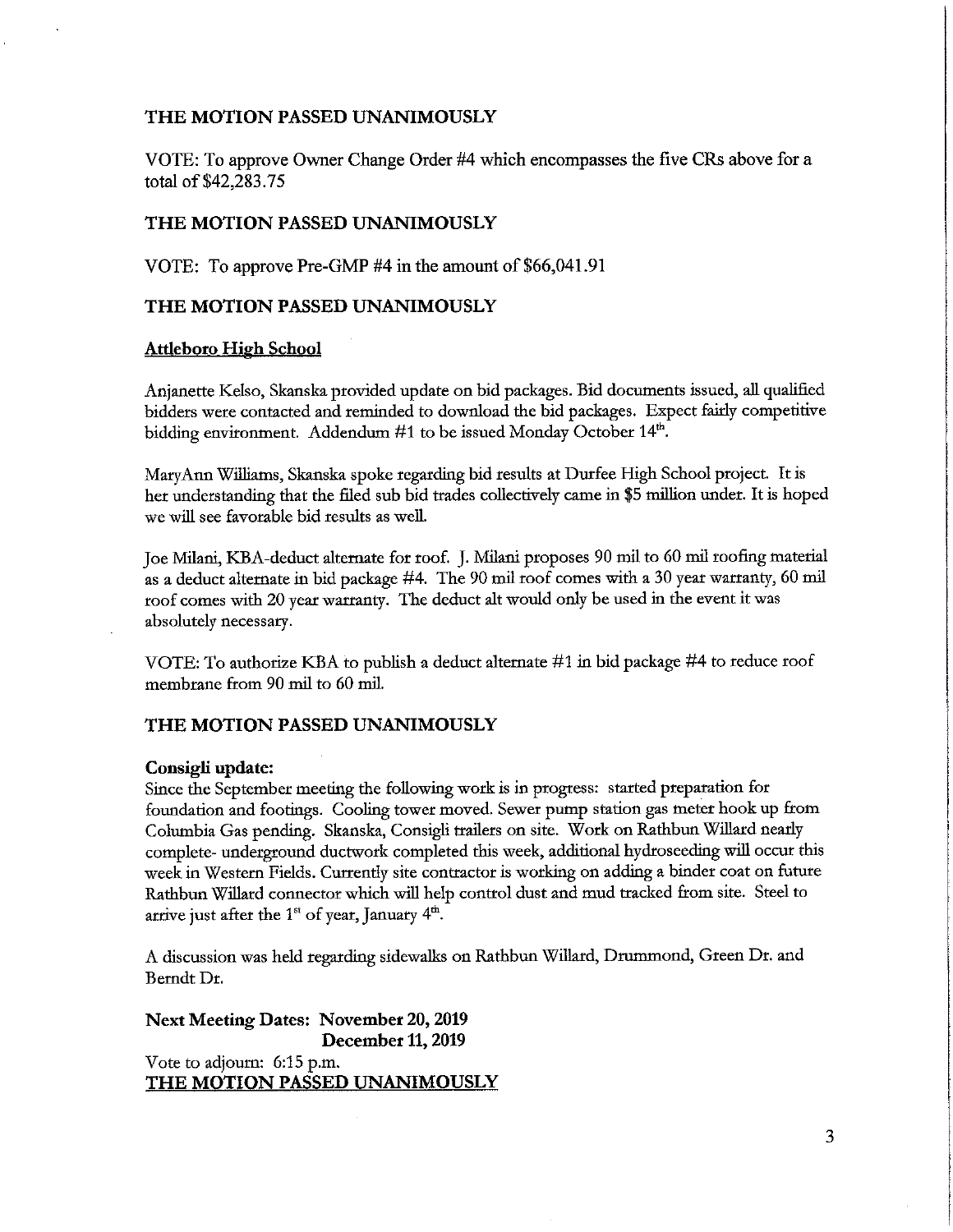**THE MOTION PASSED UNANIMOUSLY**

VOTE: To approve Owner Change Order #4 which encompasses the five CRs above for a total of $42,283.75

**THE MOTION PASSED UNANIMOUSLY**

VOTE: To approve Pre-GMP #4 in the amount of $66,041.91

**THE MOTION PASSED UNANIMOUSLY**

**Attleboro High School**

Anjanette Kelso, Skanska provided update on bid packages. Bid documents issued, all qualified bidders were contacted and reminded to download the bid packages. Expect fairly competitive bidding environment. Addendum #1 to be issued Monday October 14th.

MaryAnn Williams, Skanska spoke regarding bid results at Durfee High School project. It is her understanding that the filed sub bid trades collectively came in $5 million under. It is hoped we will see favorable bid results as well.

Joe Milani, KBA-deduct alternate for roof. J. Milani proposes 90 mil to 60 mil roofing material as a deduct alternate in bid package #4. The 90 mil roof comes with a 30 year warranty, 60 mil roof comes with 20 year warranty. The deduct alt would only be used in the event it was absolutely necessary.

VOTE: To authorize KBA to publish a deduct alternate #1 in bid package #4 to reduce roof membrane from 90 mil to 60 mil.

**THE MOTION PASSED UNANIMOUSLY**

**Consigli update:**
Since the September meeting the following work is in progress: started preparation for foundation and footings. Cooling tower moved. Sewer pump station gas meter hook up from Columbia Gas pending. Skanska, Consigli trailers on site. Work on Rathbun Willard nearly complete- underground ductwork completed this week, additional hydroseeding will occur this week in Western Fields. Currently site contractor is working on adding a binder coat on future Rathbun Willard connector which will help control dust and mud tracked from site. Steel to arrive just after the 1st of year, January 4th.

A discussion was held regarding sidewalks on Rathbun Willard, Drummond, Green Dr. and Berndt Dr.

**Next Meeting Dates: November 20, 2019**
**December 11, 2019**

Vote to adjourn: 6:15 p.m.
**THE MOTION PASSED UNANIMOUSLY**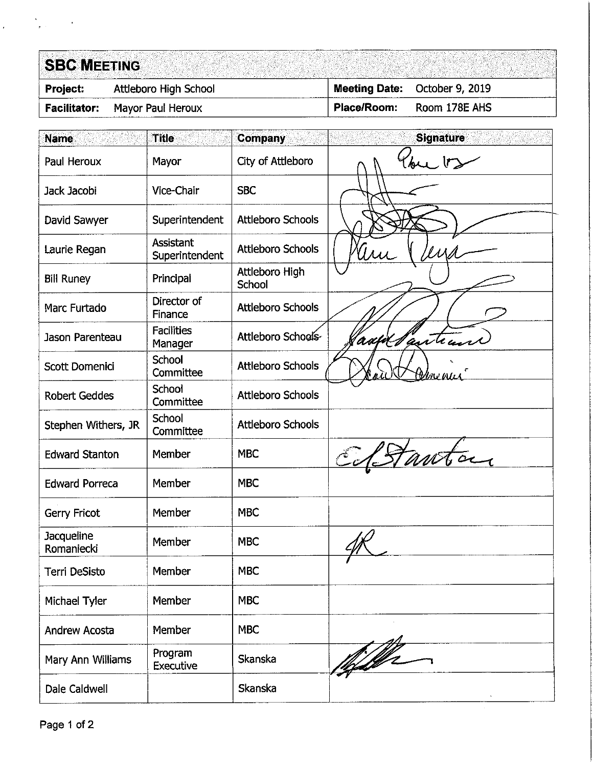## SBC MEETING

| Project: | Attleboro High School | Meeting Date: | October 9, 2019 |
|---|---|---|---|
| Facilitator: | Mayor Paul Heroux | Place/Room: | Room 178E AHS |

| Name | Title | Company | Signature |
|---|---|---|---|
| Paul Heroux | Mayor | City of Attleboro | [signature] |
| Jack Jacobi | Vice-Chair | SBC | [signature] |
| David Sawyer | Superintendent | Attleboro Schools | [signature] |
| Laurie Regan | Assistant Superintendent | Attleboro Schools | [signature] |
| Bill Runey | Principal | Attleboro High School | [signature] |
| Marc Furtado | Director of Finance | Attleboro Schools | [signature] |
| Jason Parenteau | Facilities Manager | Attleboro Schools | [signature] |
| Scott Domenici | School Committee | Attleboro Schools | [signature] |
| Robert Geddes | School Committee | Attleboro Schools | |
| Stephen Withers, JR | School Committee | Attleboro Schools | |
| Edward Stanton | Member | MBC | [signature] |
| Edward Porreca | Member | MBC | |
| Gerry Fricot | Member | MBC | |
| Jacqueline Romaniecki | Member | MBC | [signature] |
| Terri DeSisto | Member | MBC | |
| Michael Tyler | Member | MBC | |
| Andrew Acosta | Member | MBC | |
| Mary Ann Williams | Program Executive | Skanska | [signature] |
| Dale Caldwell | | Skanska | |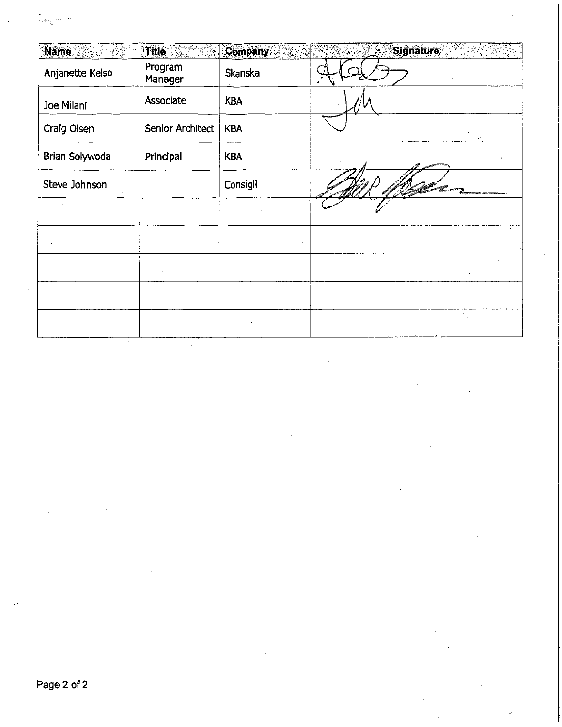| Name | Title | Company | Signature |
| --- | --- | --- | --- |
| Anjanette Kelso | Program Manager | Skanska | |
| Joe Milani | Associate | KBA | |
| Craig Olsen | Senior Architect | KBA | |
| Brian Solywoda | Principal | KBA | |
| Steve Johnson | | Consigli | |
| | | | |
| | | | |
| | | | |
| | | | |
| | | | |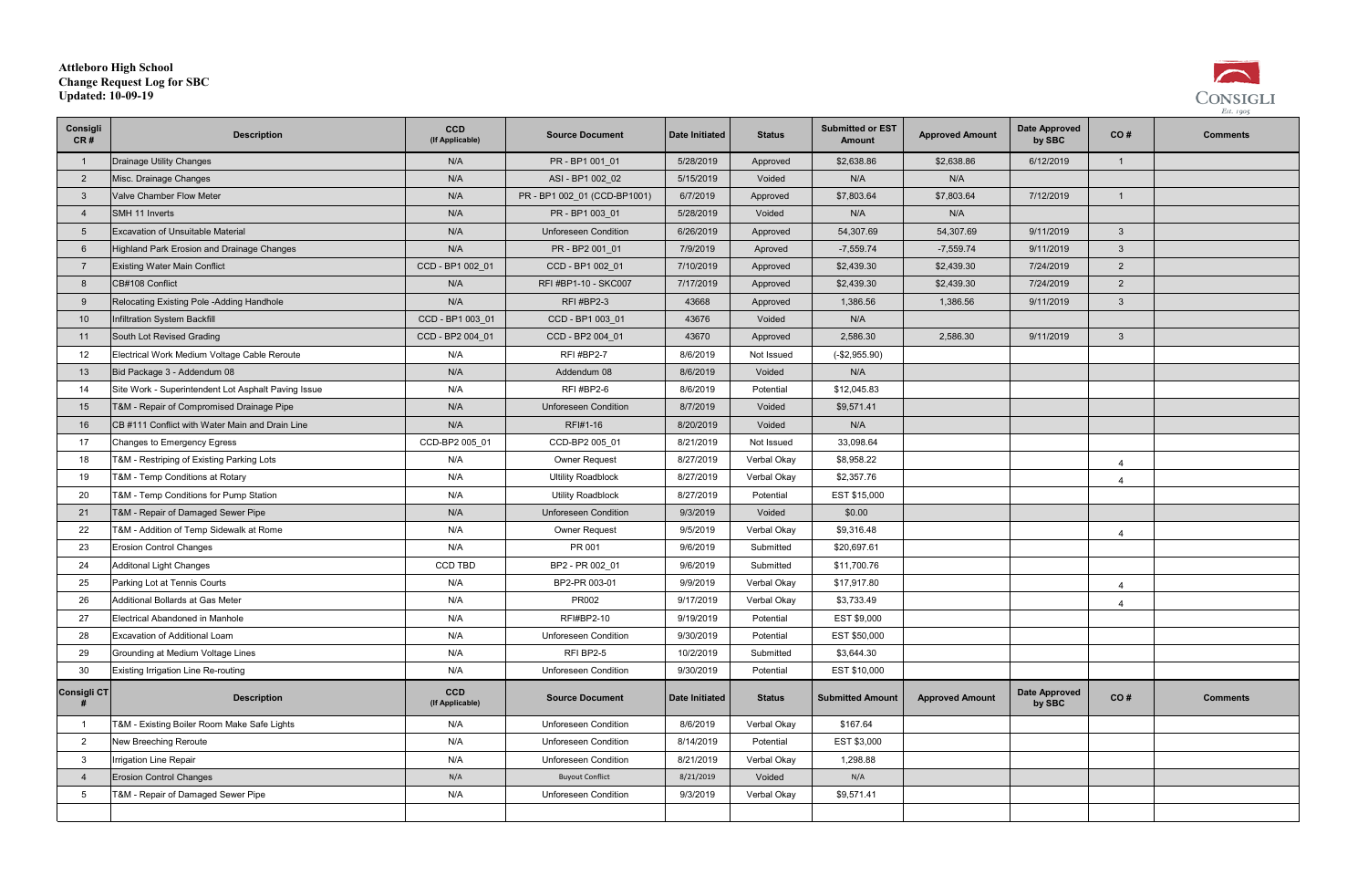**Attleboro High School**
**Change Request Log for SBC**
**Updated: 10-09-19**

CONSIGLI
Est. 1905

| Consigli CR # | Description | CCD (If Applicable) | Source Document | Date Initiated | Status | Submitted or EST Amount | Approved Amount | Date Approved by SBC | CO # | Comments |
|---|---|---|---|---|---|---|---|---|---|---|
| 1 | Drainage Utility Changes | N/A | PR - BP1 001_01 | 5/28/2019 | Approved | $2,638.86 | $2,638.86 | 6/12/2019 | 1 | |
| 2 | Misc. Drainage Changes | N/A | ASI - BP1 002_02 | 5/15/2019 | Voided | N/A | N/A | | | |
| 3 | Valve Chamber Flow Meter | N/A | PR - BP1 002_01 (CCD-BP1001) | 6/7/2019 | Approved | $7,803.64 | $7,803.64 | 7/12/2019 | 1 | |
| 4 | SMH 11 Inverts | N/A | PR - BP1 003_01 | 5/28/2019 | Voided | N/A | N/A | | | |
| 5 | Excavation of Unsuitable Material | N/A | Unforeseen Condition | 6/26/2019 | Approved | 54,307.69 | 54,307.69 | 9/11/2019 | 3 | |
| 6 | Highland Park Erosion and Drainage Changes | N/A | PR - BP2 001_01 | 7/9/2019 | Aproved | -7,559.74 | -7,559.74 | 9/11/2019 | 3 | |
| 7 | Existing Water Main Conflict | CCD - BP1 002_01 | CCD - BP1 002_01 | 7/10/2019 | Approved | $2,439.30 | $2,439.30 | 7/24/2019 | 2 | |
| 8 | CB#108 Conflict | N/A | RFI #BP1-10 - SKC007 | 7/17/2019 | Approved | $2,439.30 | $2,439.30 | 7/24/2019 | 2 | |
| 9 | Relocating Existing Pole -Adding Handhole | N/A | RFI #BP2-3 | 43668 | Approved | 1,386.56 | 1,386.56 | 9/11/2019 | 3 | |
| 10 | Infiltration System Backfill | CCD - BP1 003_01 | CCD - BP1 003_01 | 43676 | Voided | N/A | | | | |
| 11 | South Lot Revised Grading | CCD - BP2 004_01 | CCD - BP2 004_01 | 43670 | Approved | 2,586.30 | 2,586.30 | 9/11/2019 | 3 | |
| 12 | Electrical Work Medium Voltage Cable Reroute | N/A | RFI #BP2-7 | 8/6/2019 | Not Issued | (-$2,955.90) | | | | |
| 13 | Bid Package 3 - Addendum 08 | N/A | Addendum 08 | 8/6/2019 | Voided | N/A | | | | |
| 14 | Site Work - Superintendent Lot Asphalt Paving Issue | N/A | RFI #BP2-6 | 8/6/2019 | Potential | $12,045.83 | | | | |
| 15 | T&M - Repair of Compromised Drainage Pipe | N/A | Unforeseen Condition | 8/7/2019 | Voided | $9,571.41 | | | | |
| 16 | CB #111 Conflict with Water Main and Drain Line | N/A | RFI#1-16 | 8/20/2019 | Voided | N/A | | | | |
| 17 | Changes to Emergency Egress | CCD-BP2 005_01 | CCD-BP2 005_01 | 8/21/2019 | Not Issued | 33,098.64 | | | | |
| 18 | T&M - Restriping of Existing Parking Lots | N/A | Owner Request | 8/27/2019 | Verbal Okay | $8,958.22 | | | 4 | |
| 19 | T&M - Temp Conditions at Rotary | N/A | Ultility Roadblock | 8/27/2019 | Verbal Okay | $2,357.76 | | | 4 | |
| 20 | T&M - Temp Conditions for Pump Station | N/A | Utility Roadblock | 8/27/2019 | Potential | EST $15,000 | | | | |
| 21 | T&M - Repair of Damaged Sewer Pipe | N/A | Unforeseen Condition | 9/3/2019 | Voided | $0.00 | | | | |
| 22 | T&M - Addition of Temp Sidewalk at Rome | N/A | Owner Request | 9/5/2019 | Verbal Okay | $9,316.48 | | | 4 | |
| 23 | Erosion Control Changes | N/A | PR 001 | 9/6/2019 | Submitted | $20,697.61 | | | | |
| 24 | Additonal Light Changes | CCD TBD | BP2 - PR 002_01 | 9/6/2019 | Submitted | $11,700.76 | | | | |
| 25 | Parking Lot at Tennis Courts | N/A | BP2-PR 003-01 | 9/9/2019 | Verbal Okay | $17,917.80 | | | 4 | |
| 26 | Additional Bollards at Gas Meter | N/A | PR002 | 9/17/2019 | Verbal Okay | $3,733.49 | | | 4 | |
| 27 | Electrical Abandoned in Manhole | N/A | RFI#BP2-10 | 9/19/2019 | Potential | EST $9,000 | | | | |
| 28 | Excavation of Additional Loam | N/A | Unforeseen Condition | 9/30/2019 | Potential | EST $50,000 | | | | |
| 29 | Grounding at Medium Voltage Lines | N/A | RFI BP2-5 | 10/2/2019 | Submitted | $3,644.30 | | | | |
| 30 | Existing Irrigation Line Re-routing | N/A | Unforeseen Condition | 9/30/2019 | Potential | EST $10,000 | | | | |
| **Consigli CT #** | **Description** | **CCD (If Applicable)** | **Source Document** | **Date Initiated** | **Status** | **Submitted Amount** | **Approved Amount** | **Date Approved by SBC** | **CO #** | **Comments** |
| 1 | T&M - Existing Boiler Room Make Safe Lights | N/A | Unforeseen Condition | 8/6/2019 | Verbal Okay | $167.64 | | | | |
| 2 | New Breeching Reroute | N/A | Unforeseen Condition | 8/14/2019 | Potential | EST $3,000 | | | | |
| 3 | Irrigation Line Repair | N/A | Unforeseen Condition | 8/21/2019 | Verbal Okay | 1,298.88 | | | | |
| 4 | Erosion Control Changes | N/A | Buyout Conflict | 8/21/2019 | Voided | N/A | | | | |
| 5 | T&M - Repair of Damaged Sewer Pipe | N/A | Unforeseen Condition | 9/3/2019 | Verbal Okay | $9,571.41 | | | | |
| | | | | | | | | | | |